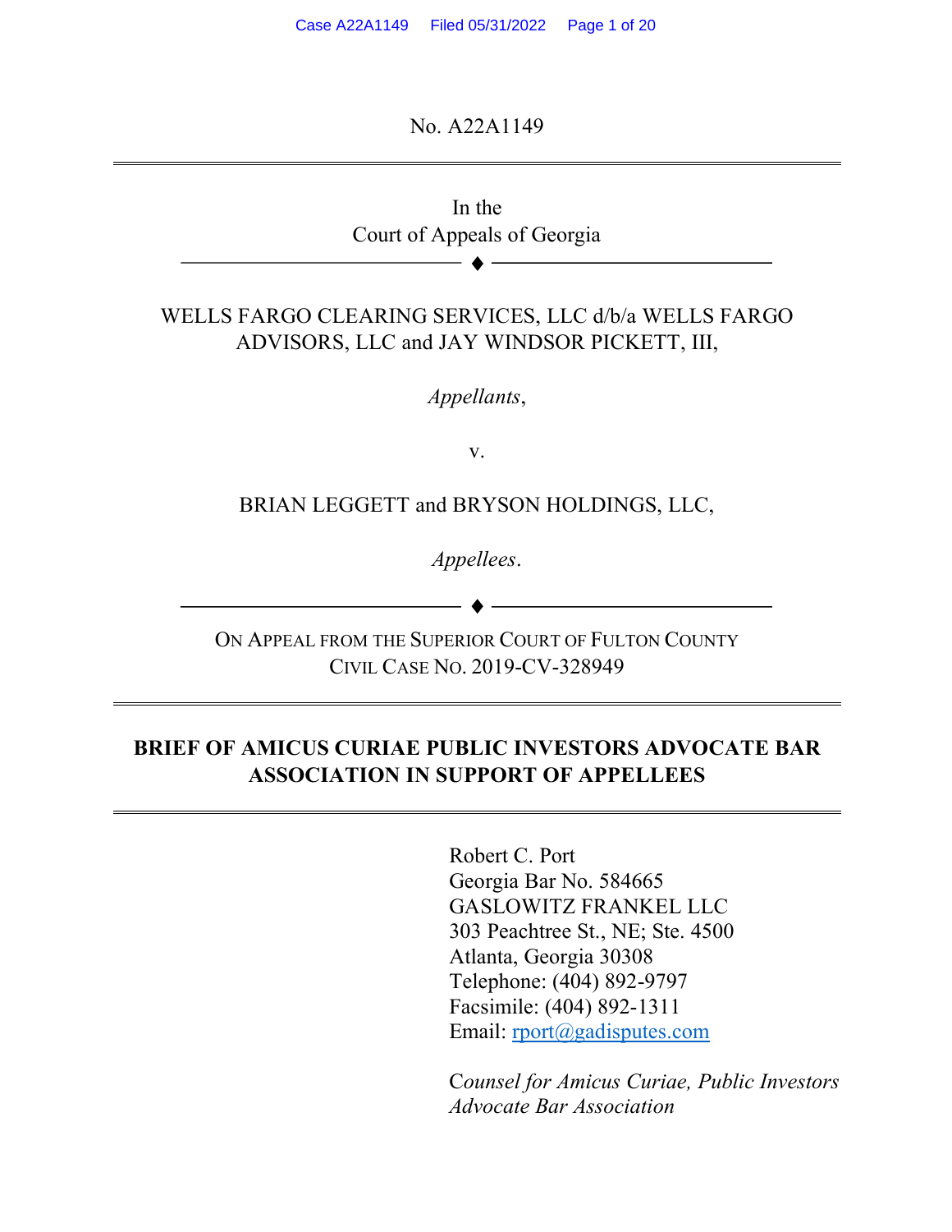No. A22A1149

In the
Court of Appeals of Georgia

WELLS FARGO CLEARING SERVICES, LLC d/b/a WELLS FARGO ADVISORS, LLC and JAY WINDSOR PICKETT, III,

*Appellants*,

v.

BRIAN LEGGETT and BRYSON HOLDINGS, LLC,

*Appellees*.

ON APPEAL FROM THE SUPERIOR COURT OF FULTON COUNTY
CIVIL CASE NO. 2019-CV-328949

**BRIEF OF AMICUS CURIAE PUBLIC INVESTORS ADVOCATE BAR ASSOCIATION IN SUPPORT OF APPELLEES**

Robert C. Port
Georgia Bar No. 584665
GASLOWITZ FRANKEL LLC
303 Peachtree St., NE; Ste. 4500
Atlanta, Georgia 30308
Telephone: (404) 892-9797
Facsimile: (404) 892-1311
Email: rport@gadisputes.com

*Counsel for Amicus Curiae, Public Investors Advocate Bar Association*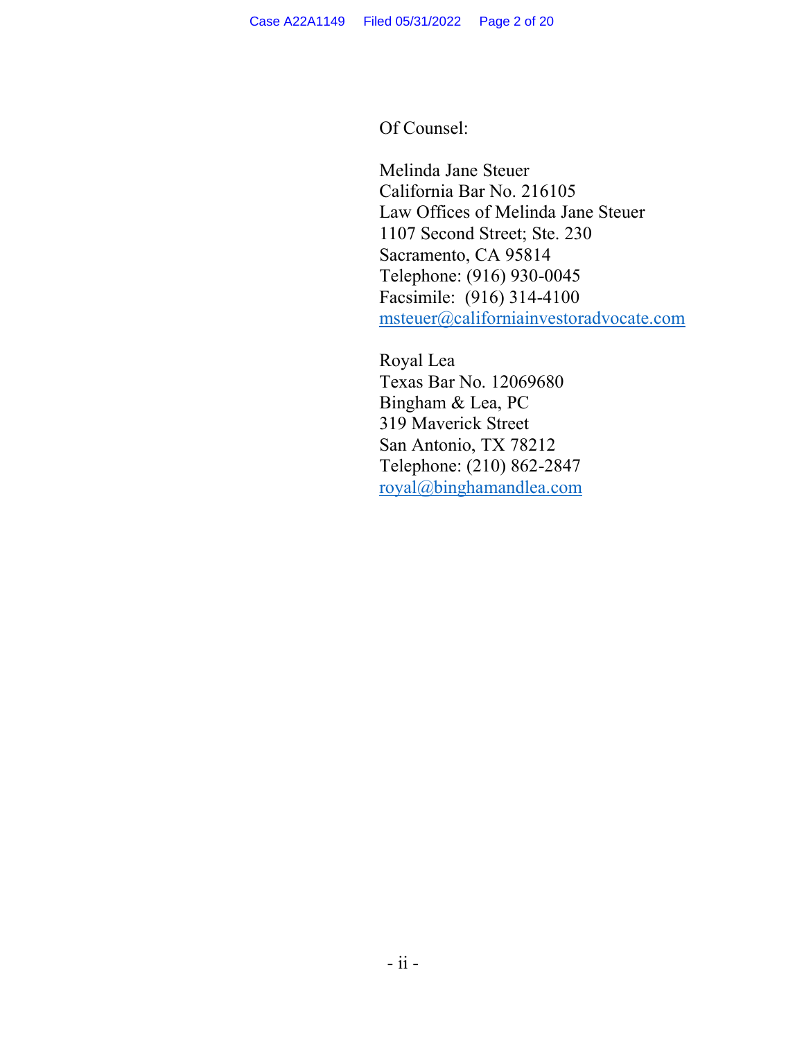Of Counsel:

Melinda Jane Steuer
California Bar No. 216105
Law Offices of Melinda Jane Steuer
1107 Second Street; Ste. 230
Sacramento, CA 95814
Telephone: (916) 930-0045
Facsimile: (916) 314-4100
msteuer@californiainvestoradvocate.com

Royal Lea
Texas Bar No. 12069680
Bingham & Lea, PC
319 Maverick Street
San Antonio, TX 78212
Telephone: (210) 862-2847
royal@binghamandlea.com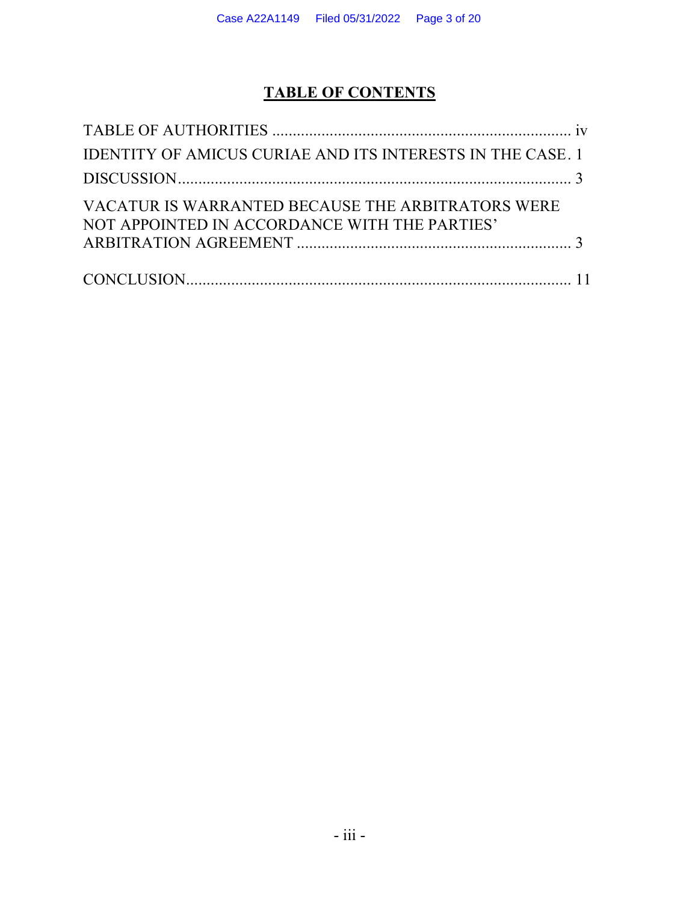# TABLE OF CONTENTS

TABLE OF AUTHORITIES ........................................................................ iv

IDENTITY OF AMICUS CURIAE AND ITS INTERESTS IN THE CASE. 1

DISCUSSION................................................................................................ 3

VACATUR IS WARRANTED BECAUSE THE ARBITRATORS WERE NOT APPOINTED IN ACCORDANCE WITH THE PARTIES' ARBITRATION AGREEMENT .................................................................. 3

CONCLUSION............................................................................................ 11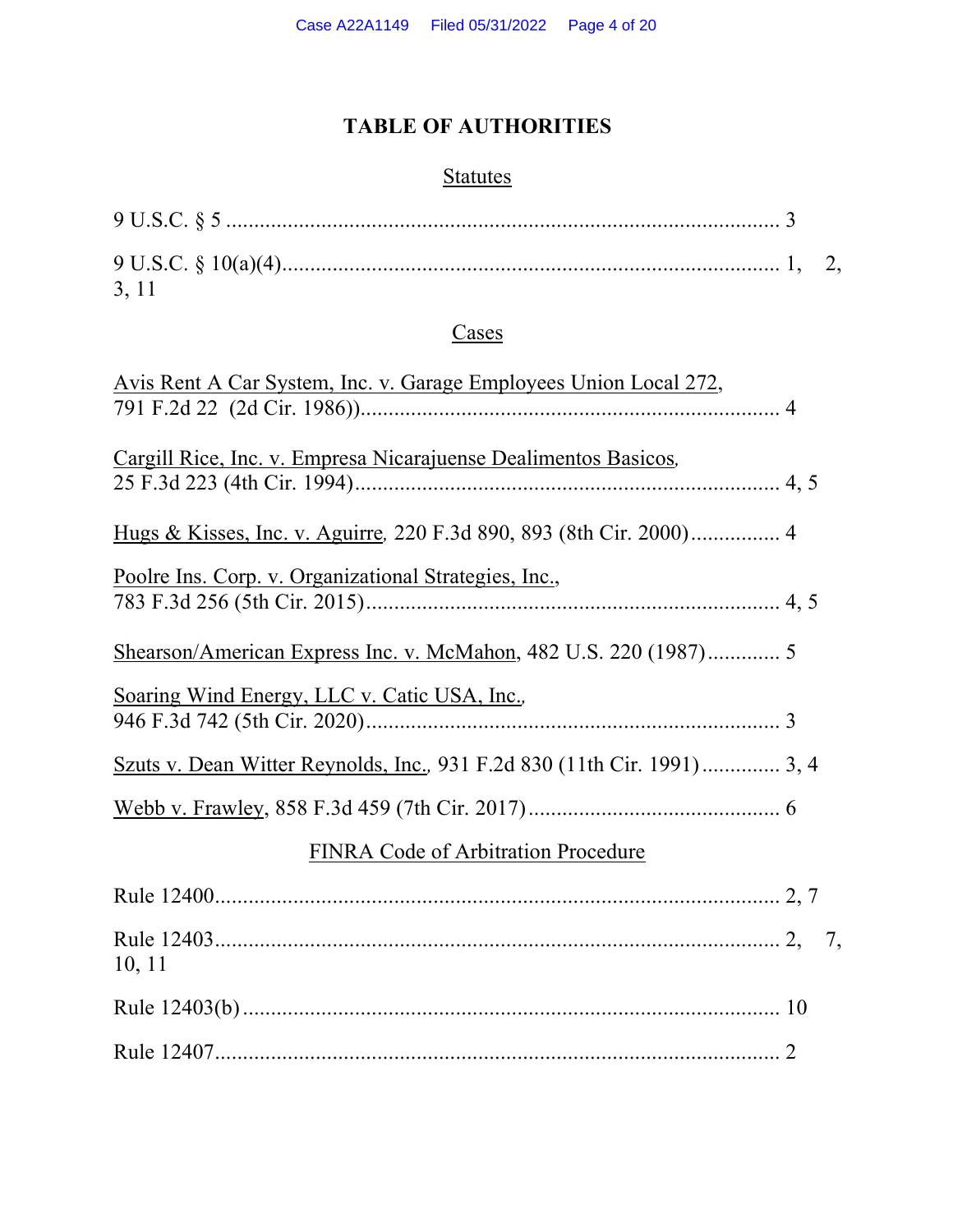# TABLE OF AUTHORITIES

## Statutes

9 U.S.C. § 5 .................................................................................................. 3

9 U.S.C. § 10(a)(4)...................................................................................... 1, 2, 3, 11

## Cases

Avis Rent A Car System, Inc. v. Garage Employees Union Local 272, 791 F.2d 22 (2d Cir. 1986))........................................................................... 4

Cargill Rice, Inc. v. Empresa Nicarajuense Dealimentos Basicos, 25 F.3d 223 (4th Cir. 1994)........................................................................... 4, 5

Hugs & Kisses, Inc. v. Aguirre, 220 F.3d 890, 893 (8th Cir. 2000)................ 4

Poolre Ins. Corp. v. Organizational Strategies, Inc., 783 F.3d 256 (5th Cir. 2015)......................................................................... 4, 5

Shearson/American Express Inc. v. McMahon, 482 U.S. 220 (1987)............. 5

Soaring Wind Energy, LLC v. Catic USA, Inc., 946 F.3d 742 (5th Cir. 2020)......................................................................... 3

Szuts v. Dean Witter Reynolds, Inc., 931 F.2d 830 (11th Cir. 1991).............. 3, 4

Webb v. Frawley, 858 F.3d 459 (7th Cir. 2017)............................................ 6

## FINRA Code of Arbitration Procedure

Rule 12400..................................................................................................... 2, 7

Rule 12403..................................................................................................... 2, 7, 10, 11

Rule 12403(b)................................................................................................ 10

Rule 12407..................................................................................................... 2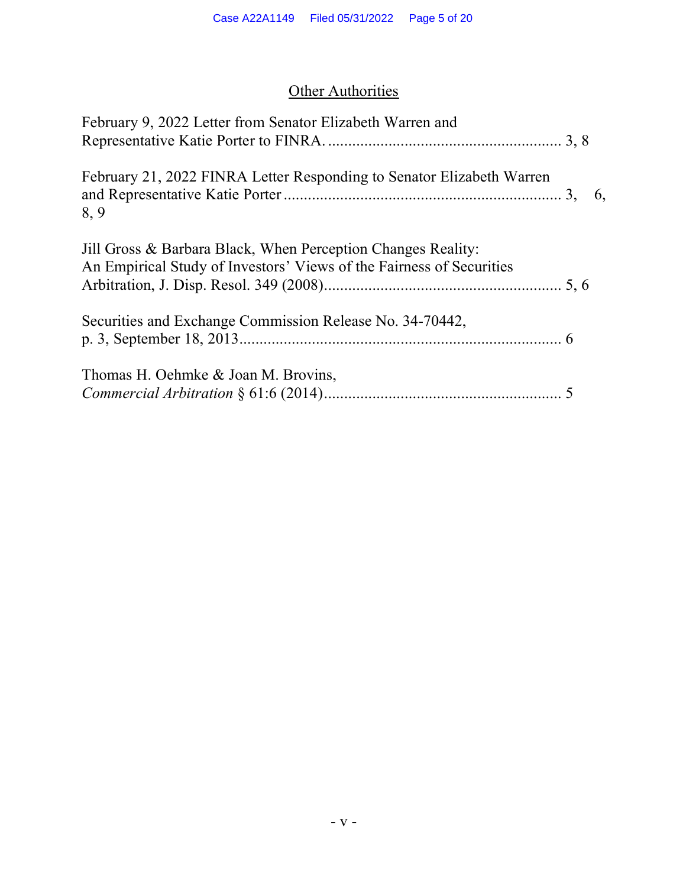## Other Authorities

February 9, 2022 Letter from Senator Elizabeth Warren and Representative Katie Porter to FINRA. ........................................................ 3, 8

February 21, 2022 FINRA Letter Responding to Senator Elizabeth Warren and Representative Katie Porter .................................................................... 3, 6, 8, 9

Jill Gross & Barbara Black, When Perception Changes Reality: An Empirical Study of Investors' Views of the Fairness of Securities Arbitration, J. Disp. Resol. 349 (2008)......................................................... 5, 6

Securities and Exchange Commission Release No. 34-70442, p. 3, September 18, 2013.............................................................................. 6

Thomas H. Oehmke & Joan M. Brovins, *Commercial Arbitration* § 61:6 (2014).......................................................... 5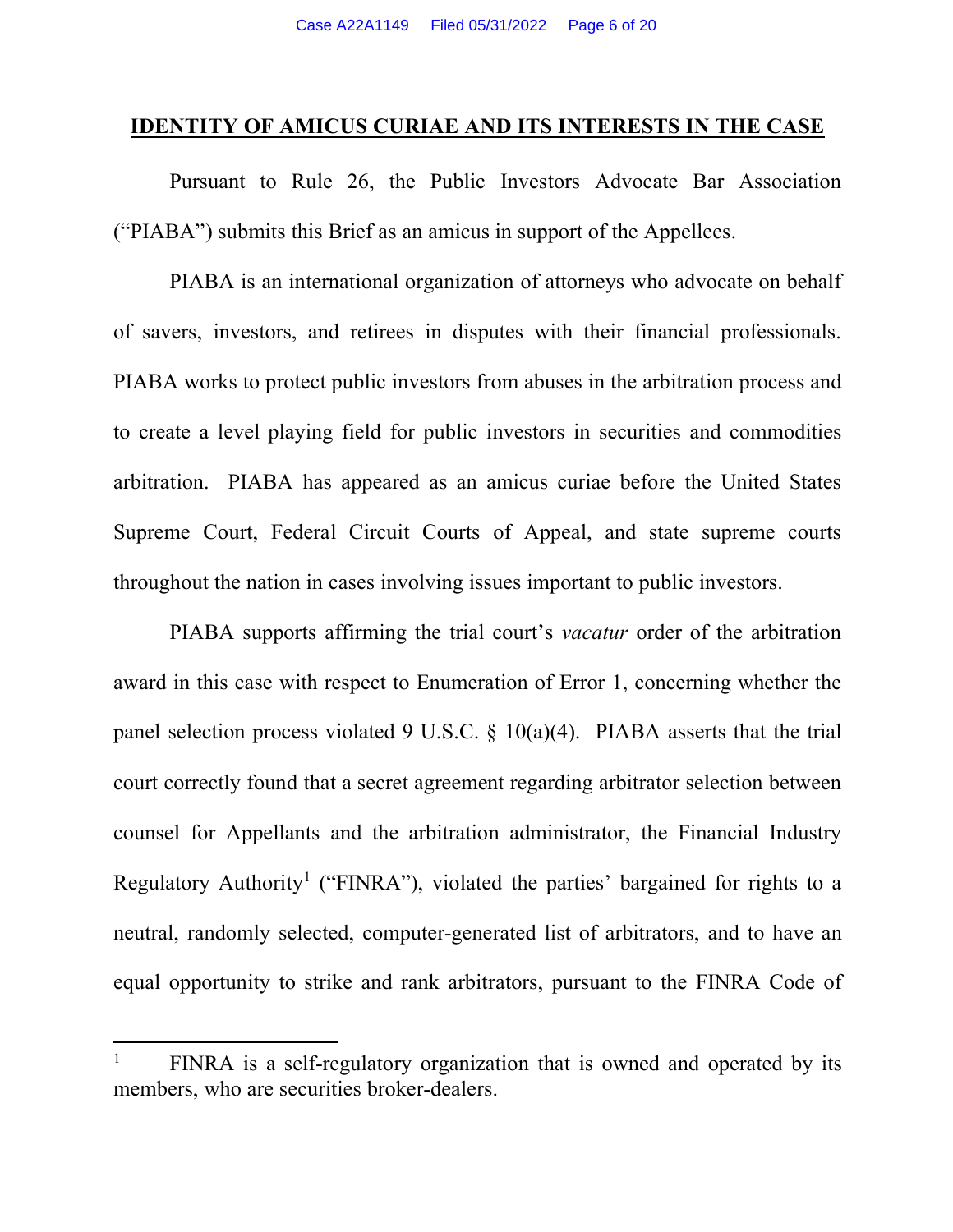## IDENTITY OF AMICUS CURIAE AND ITS INTERESTS IN THE CASE

Pursuant to Rule 26, the Public Investors Advocate Bar Association ("PIABA") submits this Brief as an amicus in support of the Appellees.

PIABA is an international organization of attorneys who advocate on behalf of savers, investors, and retirees in disputes with their financial professionals. PIABA works to protect public investors from abuses in the arbitration process and to create a level playing field for public investors in securities and commodities arbitration. PIABA has appeared as an amicus curiae before the United States Supreme Court, Federal Circuit Courts of Appeal, and state supreme courts throughout the nation in cases involving issues important to public investors.

PIABA supports affirming the trial court's *vacatur* order of the arbitration award in this case with respect to Enumeration of Error 1, concerning whether the panel selection process violated 9 U.S.C. § 10(a)(4). PIABA asserts that the trial court correctly found that a secret agreement regarding arbitrator selection between counsel for Appellants and the arbitration administrator, the Financial Industry Regulatory Authority[1] ("FINRA"), violated the parties' bargained for rights to a neutral, randomly selected, computer-generated list of arbitrators, and to have an equal opportunity to strike and rank arbitrators, pursuant to the FINRA Code of

[1] FINRA is a self-regulatory organization that is owned and operated by its members, who are securities broker-dealers.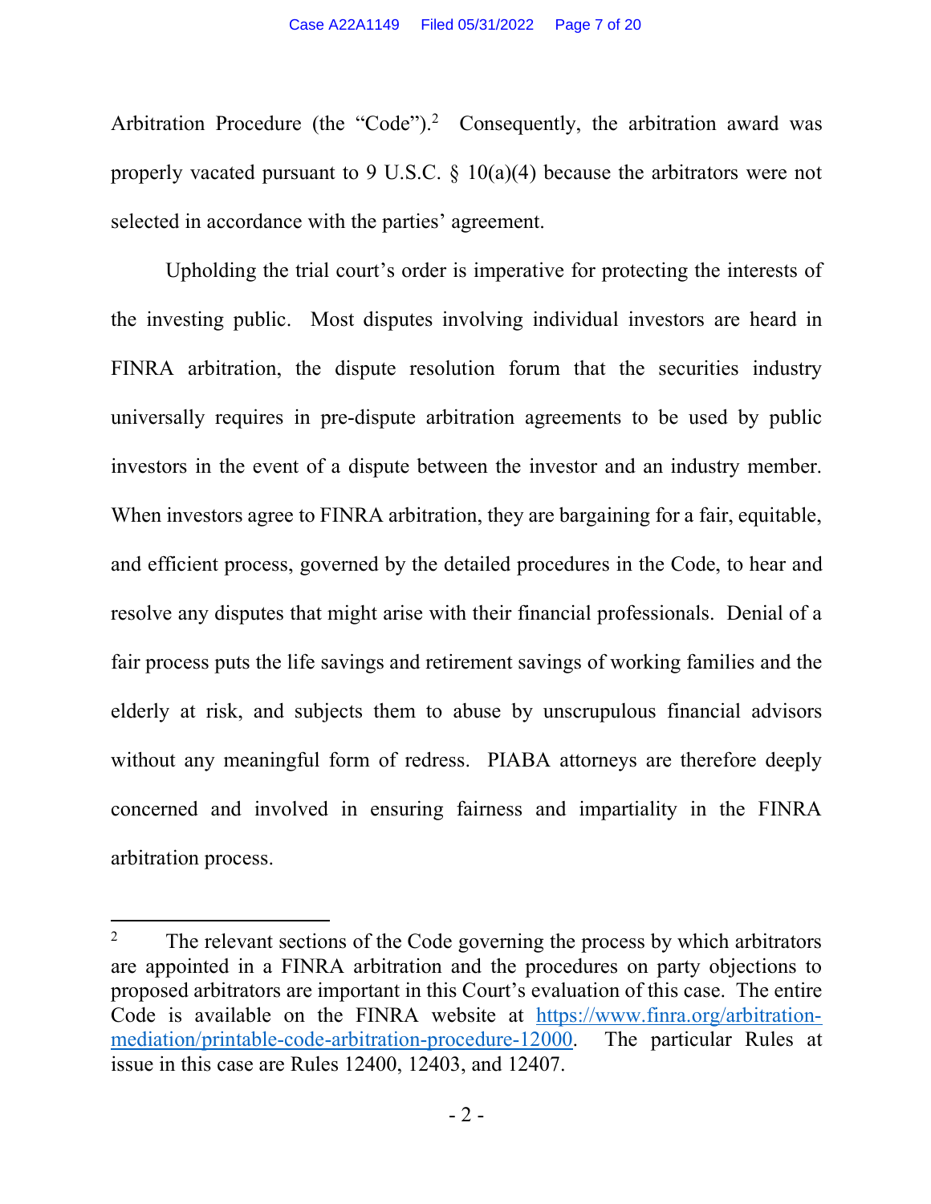Arbitration Procedure (the "Code").[2] Consequently, the arbitration award was properly vacated pursuant to 9 U.S.C. § 10(a)(4) because the arbitrators were not selected in accordance with the parties' agreement.

Upholding the trial court's order is imperative for protecting the interests of the investing public. Most disputes involving individual investors are heard in FINRA arbitration, the dispute resolution forum that the securities industry universally requires in pre-dispute arbitration agreements to be used by public investors in the event of a dispute between the investor and an industry member. When investors agree to FINRA arbitration, they are bargaining for a fair, equitable, and efficient process, governed by the detailed procedures in the Code, to hear and resolve any disputes that might arise with their financial professionals. Denial of a fair process puts the life savings and retirement savings of working families and the elderly at risk, and subjects them to abuse by unscrupulous financial advisors without any meaningful form of redress. PIABA attorneys are therefore deeply concerned and involved in ensuring fairness and impartiality in the FINRA arbitration process.

---

[2] The relevant sections of the Code governing the process by which arbitrators are appointed in a FINRA arbitration and the procedures on party objections to proposed arbitrators are important in this Court's evaluation of this case. The entire Code is available on the FINRA website at [https://www.finra.org/arbitration-mediation/printable-code-arbitration-procedure-12000](https://www.finra.org/arbitration-mediation/printable-code-arbitration-procedure-12000). The particular Rules at issue in this case are Rules 12400, 12403, and 12407.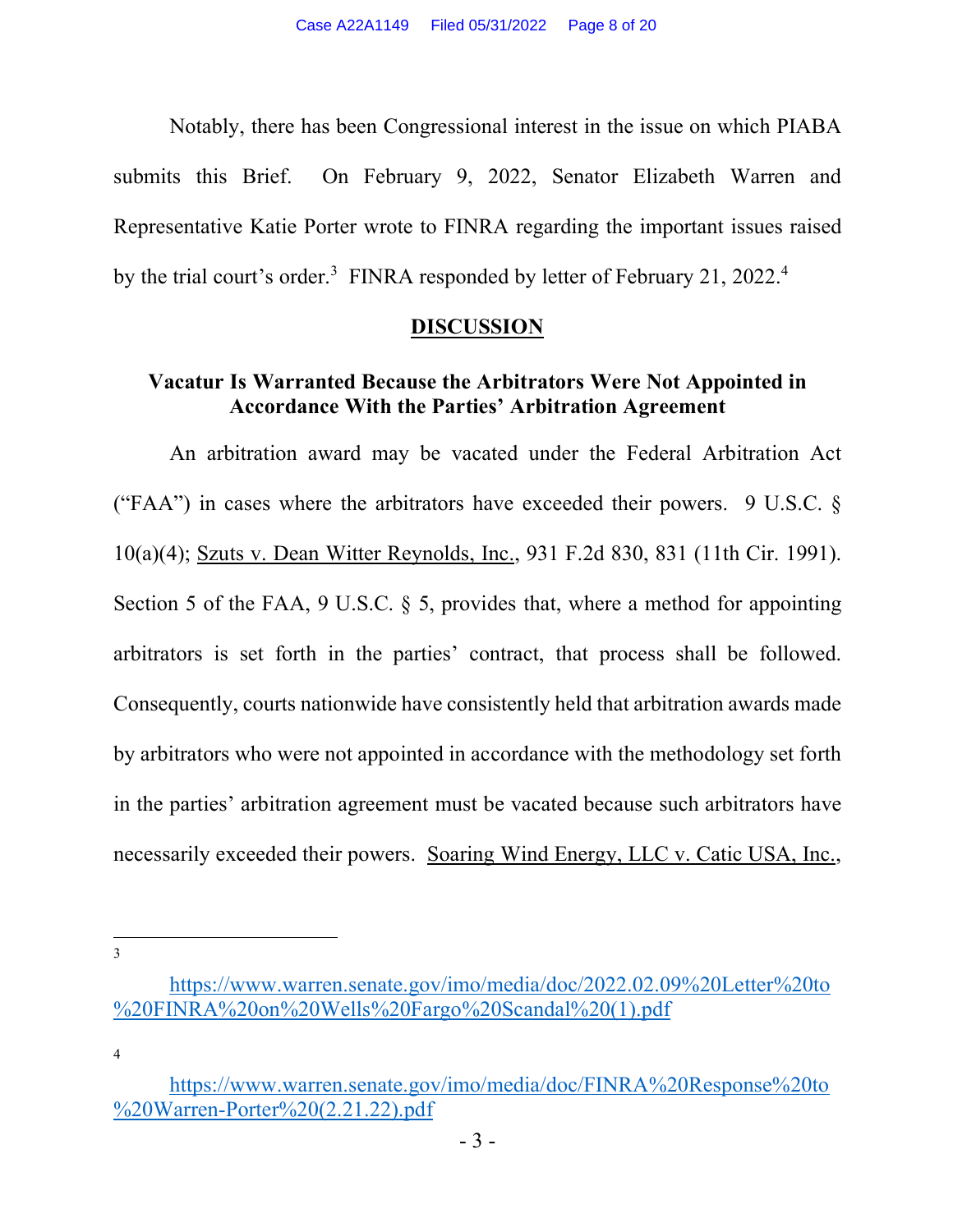Notably, there has been Congressional interest in the issue on which PIABA submits this Brief. On February 9, 2022, Senator Elizabeth Warren and Representative Katie Porter wrote to FINRA regarding the important issues raised by the trial court's order.[3] FINRA responded by letter of February 21, 2022.[4]

## DISCUSSION

### Vacatur Is Warranted Because the Arbitrators Were Not Appointed in Accordance With the Parties' Arbitration Agreement

An arbitration award may be vacated under the Federal Arbitration Act ("FAA") in cases where the arbitrators have exceeded their powers. 9 U.S.C. § 10(a)(4); Szuts v. Dean Witter Reynolds, Inc., 931 F.2d 830, 831 (11th Cir. 1991). Section 5 of the FAA, 9 U.S.C. § 5, provides that, where a method for appointing arbitrators is set forth in the parties' contract, that process shall be followed. Consequently, courts nationwide have consistently held that arbitration awards made by arbitrators who were not appointed in accordance with the methodology set forth in the parties' arbitration agreement must be vacated because such arbitrators have necessarily exceeded their powers. Soaring Wind Energy, LLC v. Catic USA, Inc.,

---

[3] https://www.warren.senate.gov/imo/media/doc/2022.02.09%20Letter%20to%20FINRA%20on%20Wells%20Fargo%20Scandal%20(1).pdf

[4] https://www.warren.senate.gov/imo/media/doc/FINRA%20Response%20to%20Warren-Porter%20(2.21.22).pdf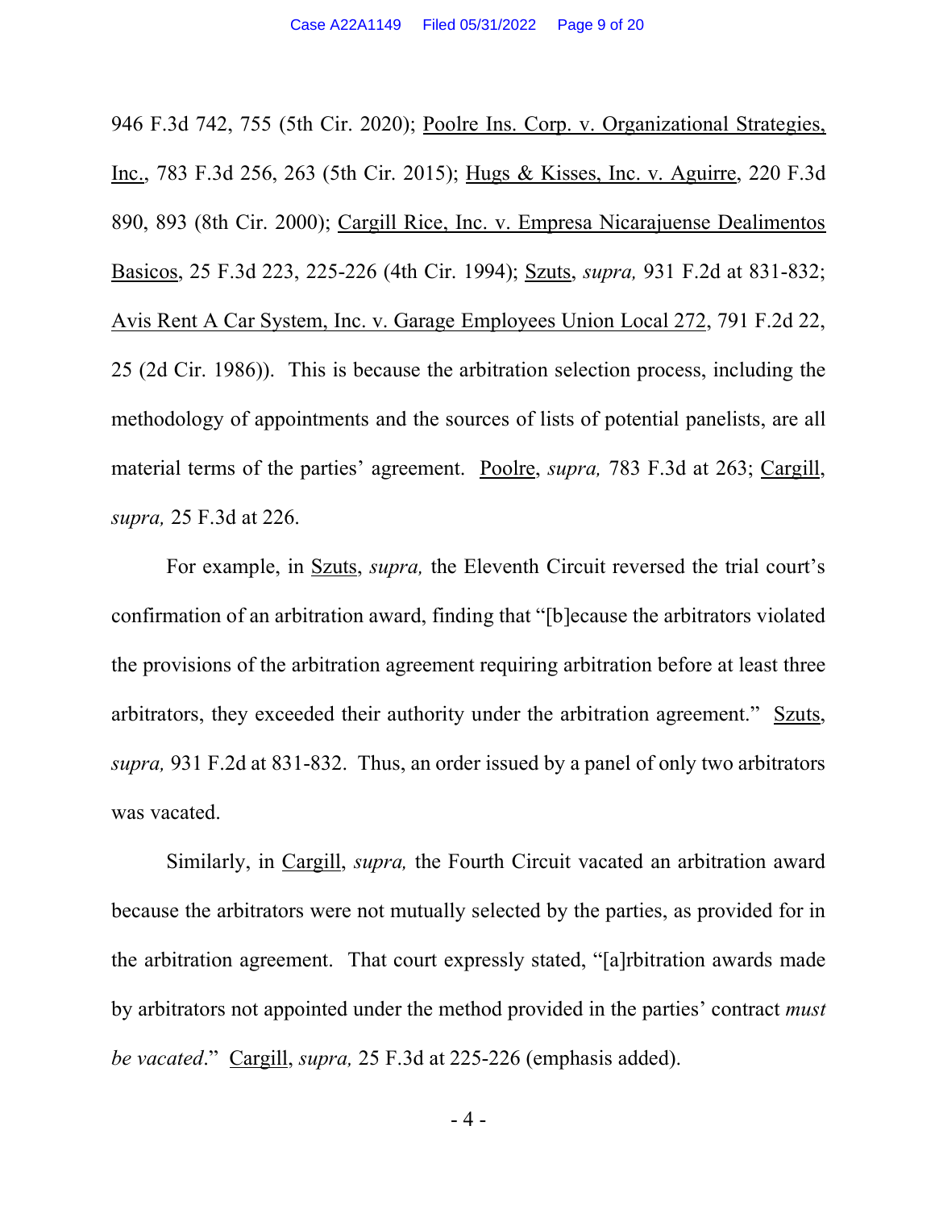946 F.3d 742, 755 (5th Cir. 2020); Poolre Ins. Corp. v. Organizational Strategies, Inc., 783 F.3d 256, 263 (5th Cir. 2015); Hugs & Kisses, Inc. v. Aguirre, 220 F.3d 890, 893 (8th Cir. 2000); Cargill Rice, Inc. v. Empresa Nicarajuense Dealimentos Basicos, 25 F.3d 223, 225-226 (4th Cir. 1994); Szuts, *supra,* 931 F.2d at 831-832; Avis Rent A Car System, Inc. v. Garage Employees Union Local 272, 791 F.2d 22, 25 (2d Cir. 1986)). This is because the arbitration selection process, including the methodology of appointments and the sources of lists of potential panelists, are all material terms of the parties' agreement. Poolre, *supra,* 783 F.3d at 263; Cargill, *supra,* 25 F.3d at 226.

For example, in Szuts, *supra,* the Eleventh Circuit reversed the trial court's confirmation of an arbitration award, finding that "[b]ecause the arbitrators violated the provisions of the arbitration agreement requiring arbitration before at least three arbitrators, they exceeded their authority under the arbitration agreement." Szuts, *supra,* 931 F.2d at 831-832. Thus, an order issued by a panel of only two arbitrators was vacated.

Similarly, in Cargill, *supra,* the Fourth Circuit vacated an arbitration award because the arbitrators were not mutually selected by the parties, as provided for in the arbitration agreement. That court expressly stated, "[a]rbitration awards made by arbitrators not appointed under the method provided in the parties' contract *must be vacated*." Cargill, *supra,* 25 F.3d at 225-226 (emphasis added).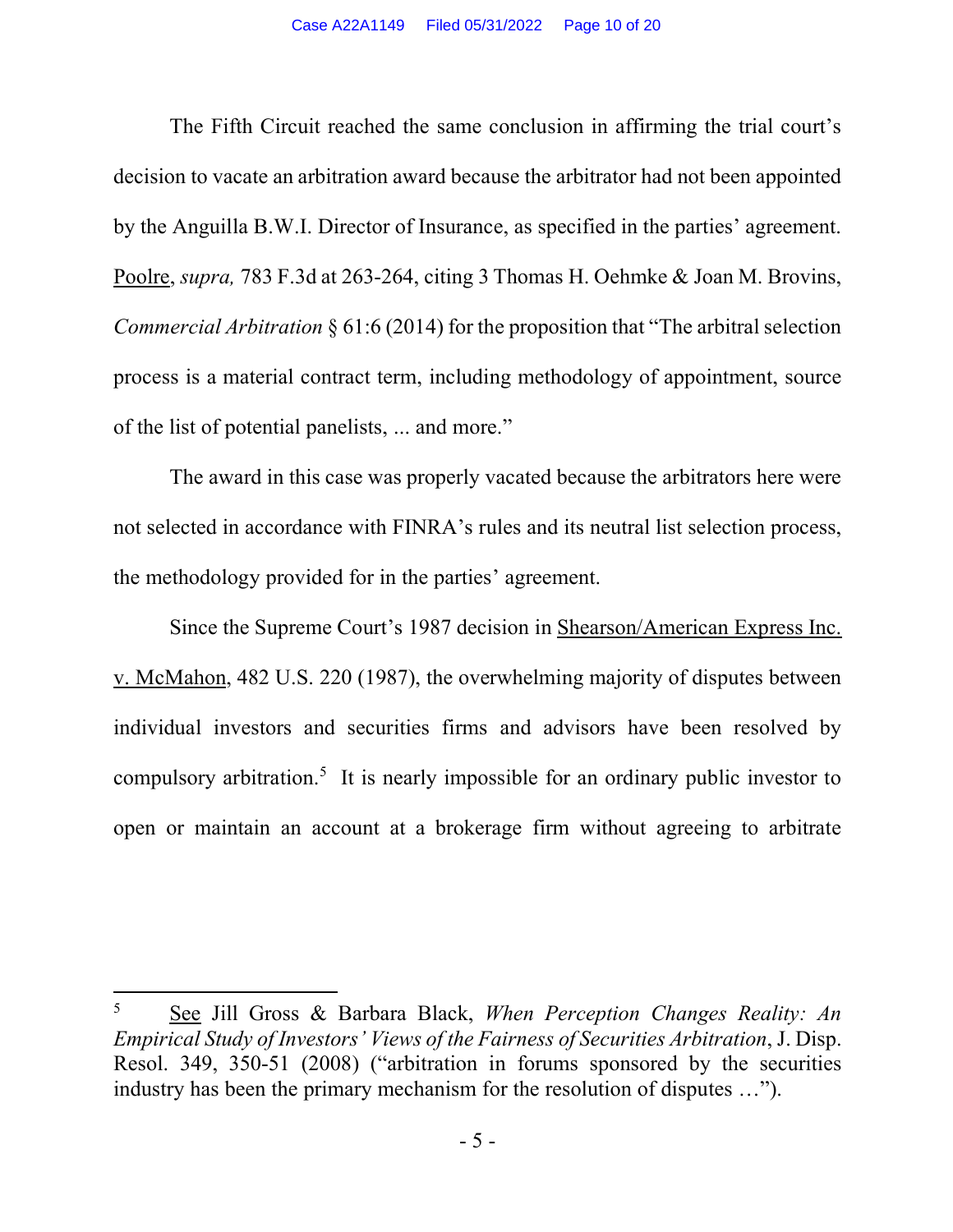The Fifth Circuit reached the same conclusion in affirming the trial court's decision to vacate an arbitration award because the arbitrator had not been appointed by the Anguilla B.W.I. Director of Insurance, as specified in the parties' agreement. Poolre, *supra,* 783 F.3d at 263-264, citing 3 Thomas H. Oehmke & Joan M. Brovins, *Commercial Arbitration* § 61:6 (2014) for the proposition that "The arbitral selection process is a material contract term, including methodology of appointment, source of the list of potential panelists, ... and more."

The award in this case was properly vacated because the arbitrators here were not selected in accordance with FINRA's rules and its neutral list selection process, the methodology provided for in the parties' agreement.

Since the Supreme Court's 1987 decision in Shearson/American Express Inc. v. McMahon, 482 U.S. 220 (1987), the overwhelming majority of disputes between individual investors and securities firms and advisors have been resolved by compulsory arbitration.[5] It is nearly impossible for an ordinary public investor to open or maintain an account at a brokerage firm without agreeing to arbitrate

---

[5] See Jill Gross & Barbara Black, *When Perception Changes Reality: An Empirical Study of Investors' Views of the Fairness of Securities Arbitration*, J. Disp. Resol. 349, 350-51 (2008) ("arbitration in forums sponsored by the securities industry has been the primary mechanism for the resolution of disputes …").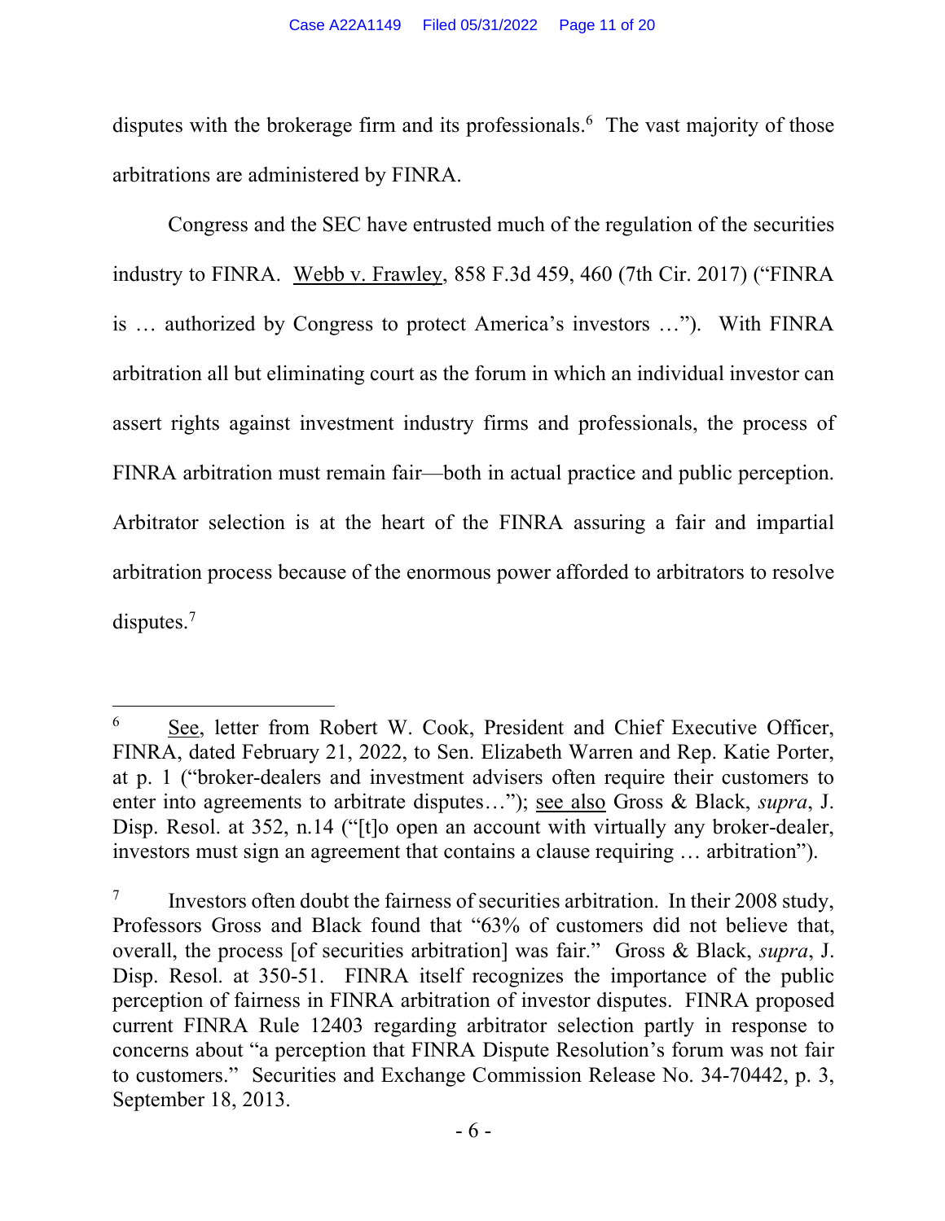disputes with the brokerage firm and its professionals.[6] The vast majority of those arbitrations are administered by FINRA.

Congress and the SEC have entrusted much of the regulation of the securities industry to FINRA. Webb v. Frawley, 858 F.3d 459, 460 (7th Cir. 2017) ("FINRA is … authorized by Congress to protect America's investors …"). With FINRA arbitration all but eliminating court as the forum in which an individual investor can assert rights against investment industry firms and professionals, the process of FINRA arbitration must remain fair—both in actual practice and public perception. Arbitrator selection is at the heart of the FINRA assuring a fair and impartial arbitration process because of the enormous power afforded to arbitrators to resolve disputes.[7]

---

[6] See, letter from Robert W. Cook, President and Chief Executive Officer, FINRA, dated February 21, 2022, to Sen. Elizabeth Warren and Rep. Katie Porter, at p. 1 ("broker-dealers and investment advisers often require their customers to enter into agreements to arbitrate disputes…"); see also Gross & Black, *supra*, J. Disp. Resol. at 352, n.14 ("[t]o open an account with virtually any broker-dealer, investors must sign an agreement that contains a clause requiring … arbitration").

[7] Investors often doubt the fairness of securities arbitration. In their 2008 study, Professors Gross and Black found that "63% of customers did not believe that, overall, the process [of securities arbitration] was fair." Gross & Black, *supra*, J. Disp. Resol. at 350-51. FINRA itself recognizes the importance of the public perception of fairness in FINRA arbitration of investor disputes. FINRA proposed current FINRA Rule 12403 regarding arbitrator selection partly in response to concerns about "a perception that FINRA Dispute Resolution's forum was not fair to customers." Securities and Exchange Commission Release No. 34-70442, p. 3, September 18, 2013.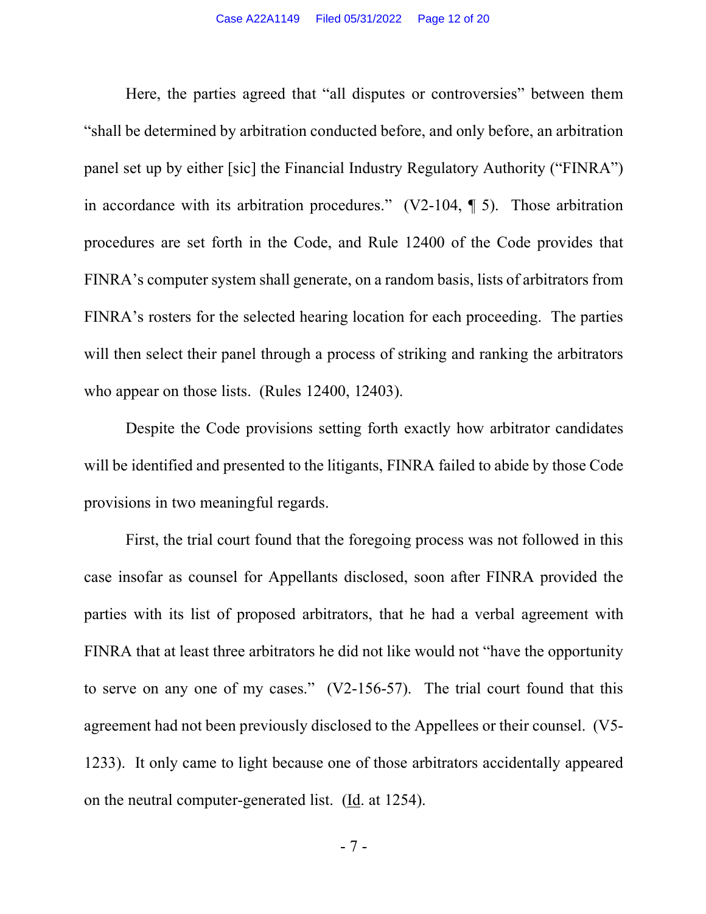Here, the parties agreed that "all disputes or controversies" between them "shall be determined by arbitration conducted before, and only before, an arbitration panel set up by either [sic] the Financial Industry Regulatory Authority ("FINRA") in accordance with its arbitration procedures." (V2-104, ¶ 5). Those arbitration procedures are set forth in the Code, and Rule 12400 of the Code provides that FINRA's computer system shall generate, on a random basis, lists of arbitrators from FINRA's rosters for the selected hearing location for each proceeding. The parties will then select their panel through a process of striking and ranking the arbitrators who appear on those lists. (Rules 12400, 12403).

Despite the Code provisions setting forth exactly how arbitrator candidates will be identified and presented to the litigants, FINRA failed to abide by those Code provisions in two meaningful regards.

First, the trial court found that the foregoing process was not followed in this case insofar as counsel for Appellants disclosed, soon after FINRA provided the parties with its list of proposed arbitrators, that he had a verbal agreement with FINRA that at least three arbitrators he did not like would not "have the opportunity to serve on any one of my cases." (V2-156-57). The trial court found that this agreement had not been previously disclosed to the Appellees or their counsel. (V5-1233). It only came to light because one of those arbitrators accidentally appeared on the neutral computer-generated list. (Id. at 1254).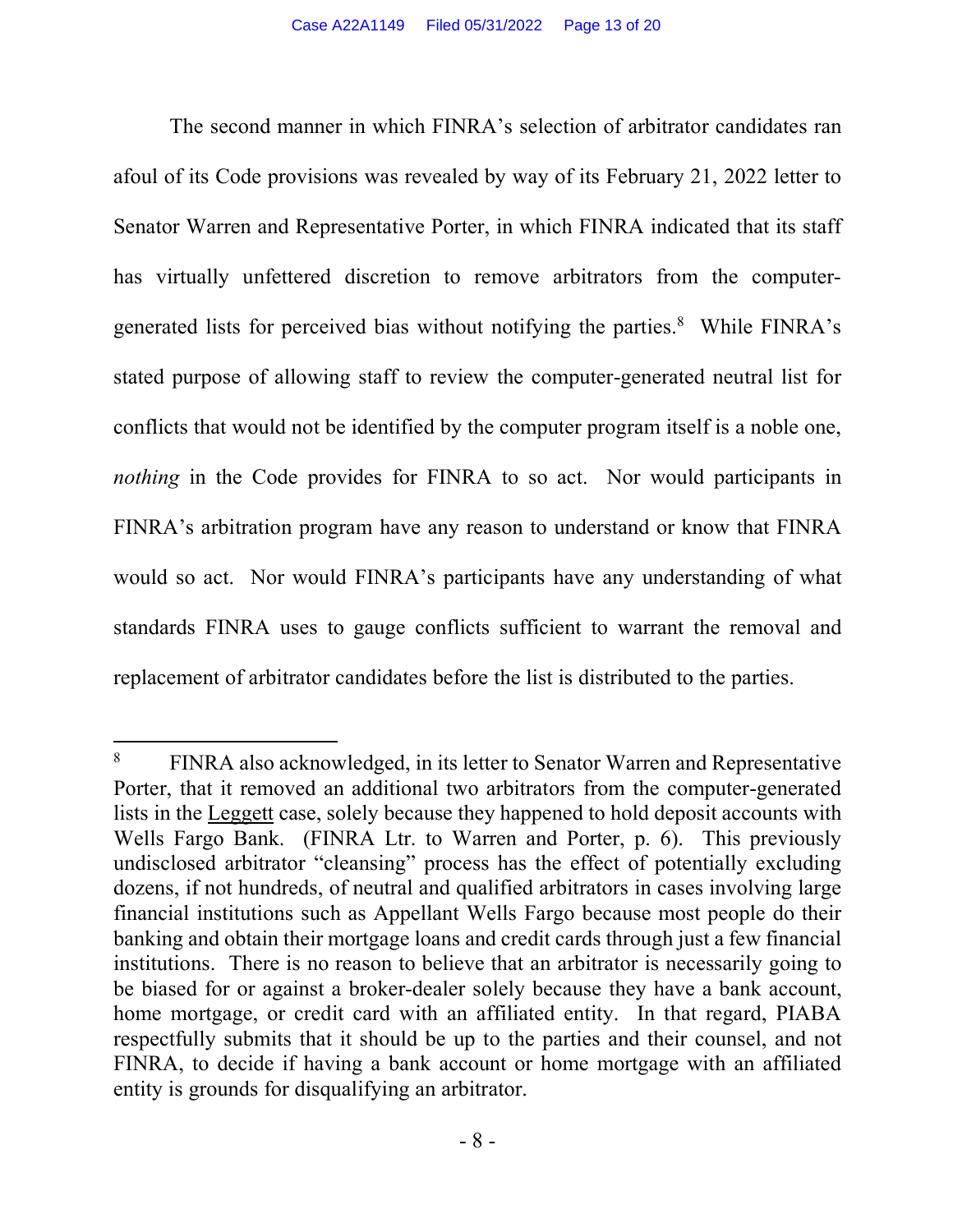The second manner in which FINRA's selection of arbitrator candidates ran afoul of its Code provisions was revealed by way of its February 21, 2022 letter to Senator Warren and Representative Porter, in which FINRA indicated that its staff has virtually unfettered discretion to remove arbitrators from the computer-generated lists for perceived bias without notifying the parties.[8] While FINRA's stated purpose of allowing staff to review the computer-generated neutral list for conflicts that would not be identified by the computer program itself is a noble one, *nothing* in the Code provides for FINRA to so act. Nor would participants in FINRA's arbitration program have any reason to understand or know that FINRA would so act. Nor would FINRA's participants have any understanding of what standards FINRA uses to gauge conflicts sufficient to warrant the removal and replacement of arbitrator candidates before the list is distributed to the parties.

---

[8] FINRA also acknowledged, in its letter to Senator Warren and Representative Porter, that it removed an additional two arbitrators from the computer-generated lists in the Leggett case, solely because they happened to hold deposit accounts with Wells Fargo Bank. (FINRA Ltr. to Warren and Porter, p. 6). This previously undisclosed arbitrator "cleansing" process has the effect of potentially excluding dozens, if not hundreds, of neutral and qualified arbitrators in cases involving large financial institutions such as Appellant Wells Fargo because most people do their banking and obtain their mortgage loans and credit cards through just a few financial institutions. There is no reason to believe that an arbitrator is necessarily going to be biased for or against a broker-dealer solely because they have a bank account, home mortgage, or credit card with an affiliated entity. In that regard, PIABA respectfully submits that it should be up to the parties and their counsel, and not FINRA, to decide if having a bank account or home mortgage with an affiliated entity is grounds for disqualifying an arbitrator.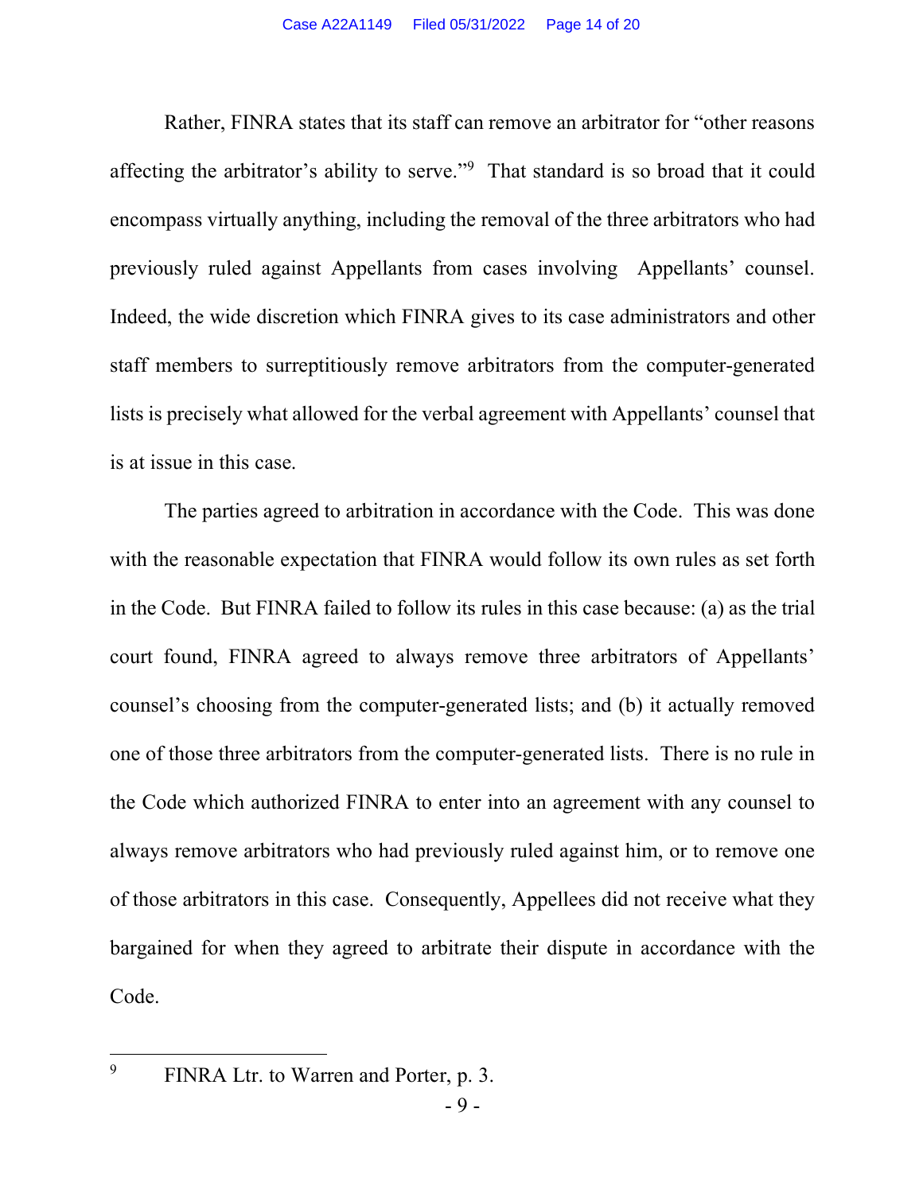Rather, FINRA states that its staff can remove an arbitrator for "other reasons affecting the arbitrator's ability to serve."[9] That standard is so broad that it could encompass virtually anything, including the removal of the three arbitrators who had previously ruled against Appellants from cases involving Appellants' counsel. Indeed, the wide discretion which FINRA gives to its case administrators and other staff members to surreptitiously remove arbitrators from the computer-generated lists is precisely what allowed for the verbal agreement with Appellants' counsel that is at issue in this case.

The parties agreed to arbitration in accordance with the Code. This was done with the reasonable expectation that FINRA would follow its own rules as set forth in the Code. But FINRA failed to follow its rules in this case because: (a) as the trial court found, FINRA agreed to always remove three arbitrators of Appellants' counsel's choosing from the computer-generated lists; and (b) it actually removed one of those three arbitrators from the computer-generated lists. There is no rule in the Code which authorized FINRA to enter into an agreement with any counsel to always remove arbitrators who had previously ruled against him, or to remove one of those arbitrators in this case. Consequently, Appellees did not receive what they bargained for when they agreed to arbitrate their dispute in accordance with the Code.

---

[9] FINRA Ltr. to Warren and Porter, p. 3.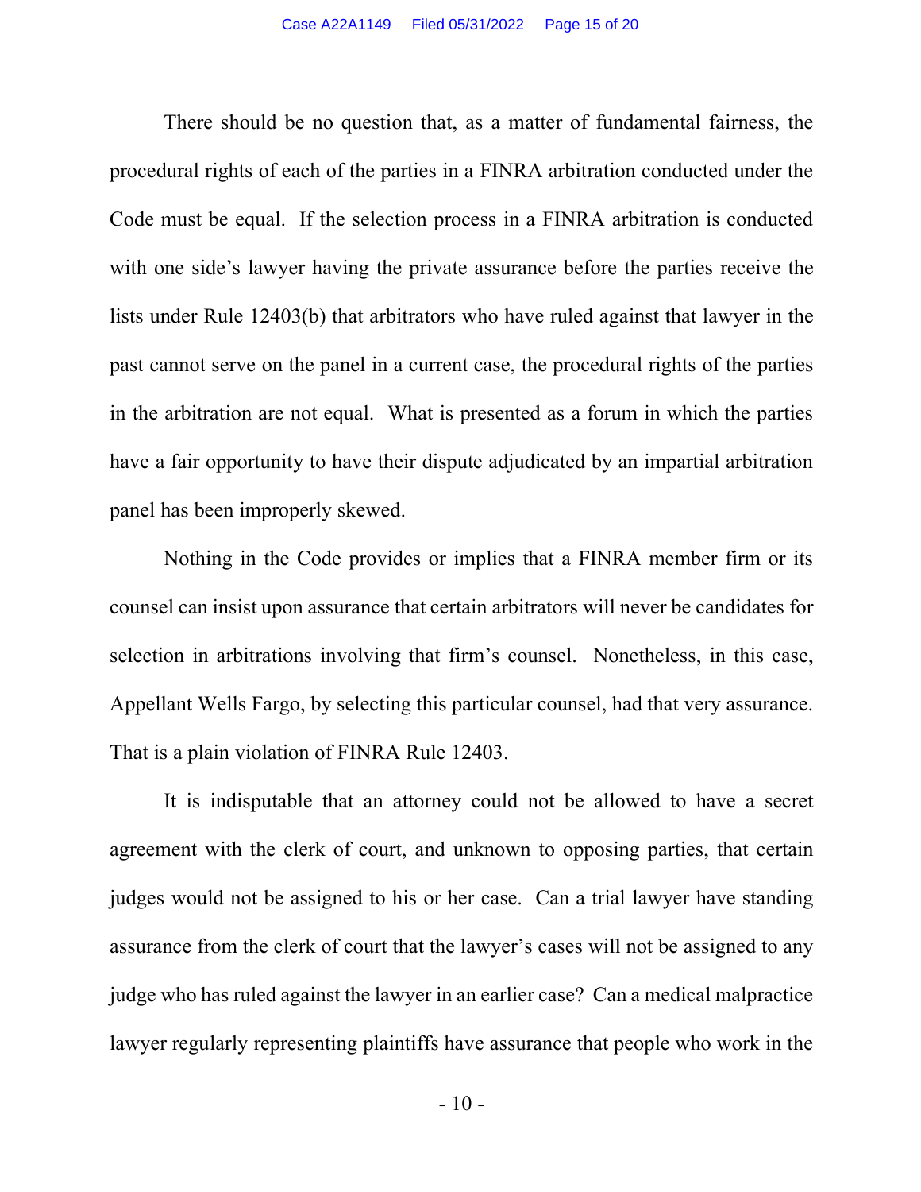There should be no question that, as a matter of fundamental fairness, the procedural rights of each of the parties in a FINRA arbitration conducted under the Code must be equal. If the selection process in a FINRA arbitration is conducted with one side's lawyer having the private assurance before the parties receive the lists under Rule 12403(b) that arbitrators who have ruled against that lawyer in the past cannot serve on the panel in a current case, the procedural rights of the parties in the arbitration are not equal. What is presented as a forum in which the parties have a fair opportunity to have their dispute adjudicated by an impartial arbitration panel has been improperly skewed.

Nothing in the Code provides or implies that a FINRA member firm or its counsel can insist upon assurance that certain arbitrators will never be candidates for selection in arbitrations involving that firm's counsel. Nonetheless, in this case, Appellant Wells Fargo, by selecting this particular counsel, had that very assurance. That is a plain violation of FINRA Rule 12403.

It is indisputable that an attorney could not be allowed to have a secret agreement with the clerk of court, and unknown to opposing parties, that certain judges would not be assigned to his or her case. Can a trial lawyer have standing assurance from the clerk of court that the lawyer's cases will not be assigned to any judge who has ruled against the lawyer in an earlier case? Can a medical malpractice lawyer regularly representing plaintiffs have assurance that people who work in the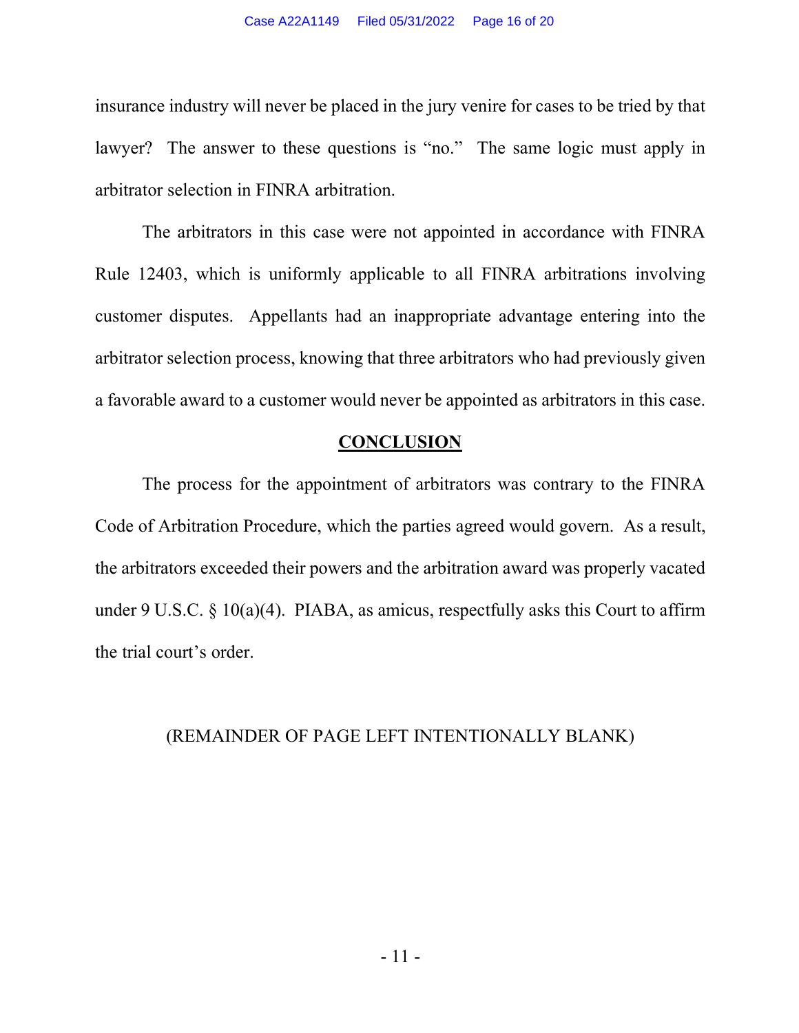insurance industry will never be placed in the jury venire for cases to be tried by that lawyer? The answer to these questions is "no." The same logic must apply in arbitrator selection in FINRA arbitration.

The arbitrators in this case were not appointed in accordance with FINRA Rule 12403, which is uniformly applicable to all FINRA arbitrations involving customer disputes. Appellants had an inappropriate advantage entering into the arbitrator selection process, knowing that three arbitrators who had previously given a favorable award to a customer would never be appointed as arbitrators in this case.

## CONCLUSION

The process for the appointment of arbitrators was contrary to the FINRA Code of Arbitration Procedure, which the parties agreed would govern. As a result, the arbitrators exceeded their powers and the arbitration award was properly vacated under 9 U.S.C. § 10(a)(4). PIABA, as amicus, respectfully asks this Court to affirm the trial court's order.

(REMAINDER OF PAGE LEFT INTENTIONALLY BLANK)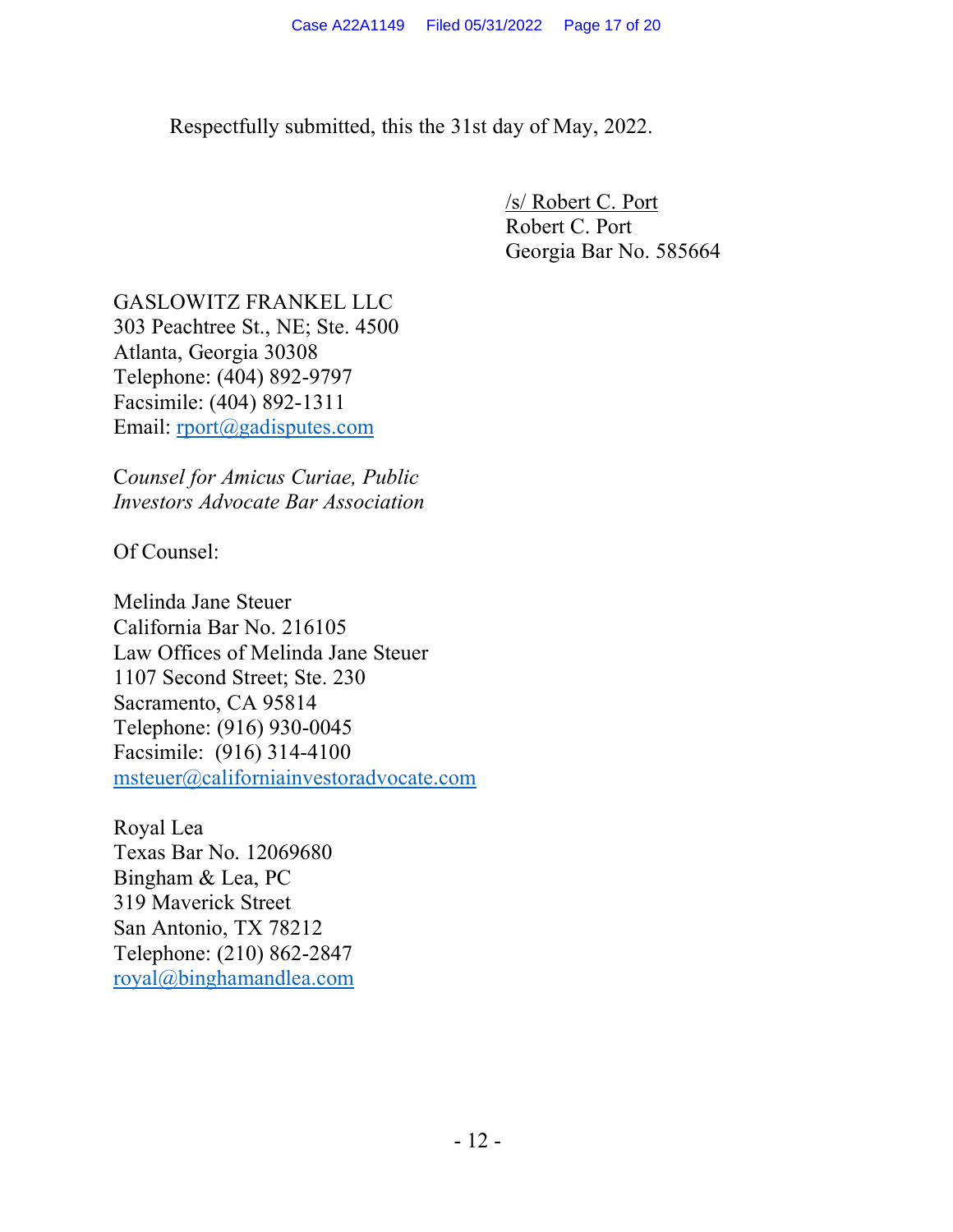Respectfully submitted, this the 31st day of May, 2022.

/s/ Robert C. Port
Robert C. Port
Georgia Bar No. 585664

GASLOWITZ FRANKEL LLC
303 Peachtree St., NE; Ste. 4500
Atlanta, Georgia 30308
Telephone: (404) 892-9797
Facsimile: (404) 892-1311
Email: rport@gadisputes.com

*Counsel for Amicus Curiae, Public Investors Advocate Bar Association*

Of Counsel:

Melinda Jane Steuer
California Bar No. 216105
Law Offices of Melinda Jane Steuer
1107 Second Street; Ste. 230
Sacramento, CA 95814
Telephone: (916) 930-0045
Facsimile: (916) 314-4100
msteuer@californiainvestoradvocate.com

Royal Lea
Texas Bar No. 12069680
Bingham & Lea, PC
319 Maverick Street
San Antonio, TX 78212
Telephone: (210) 862-2847
royal@binghamandlea.com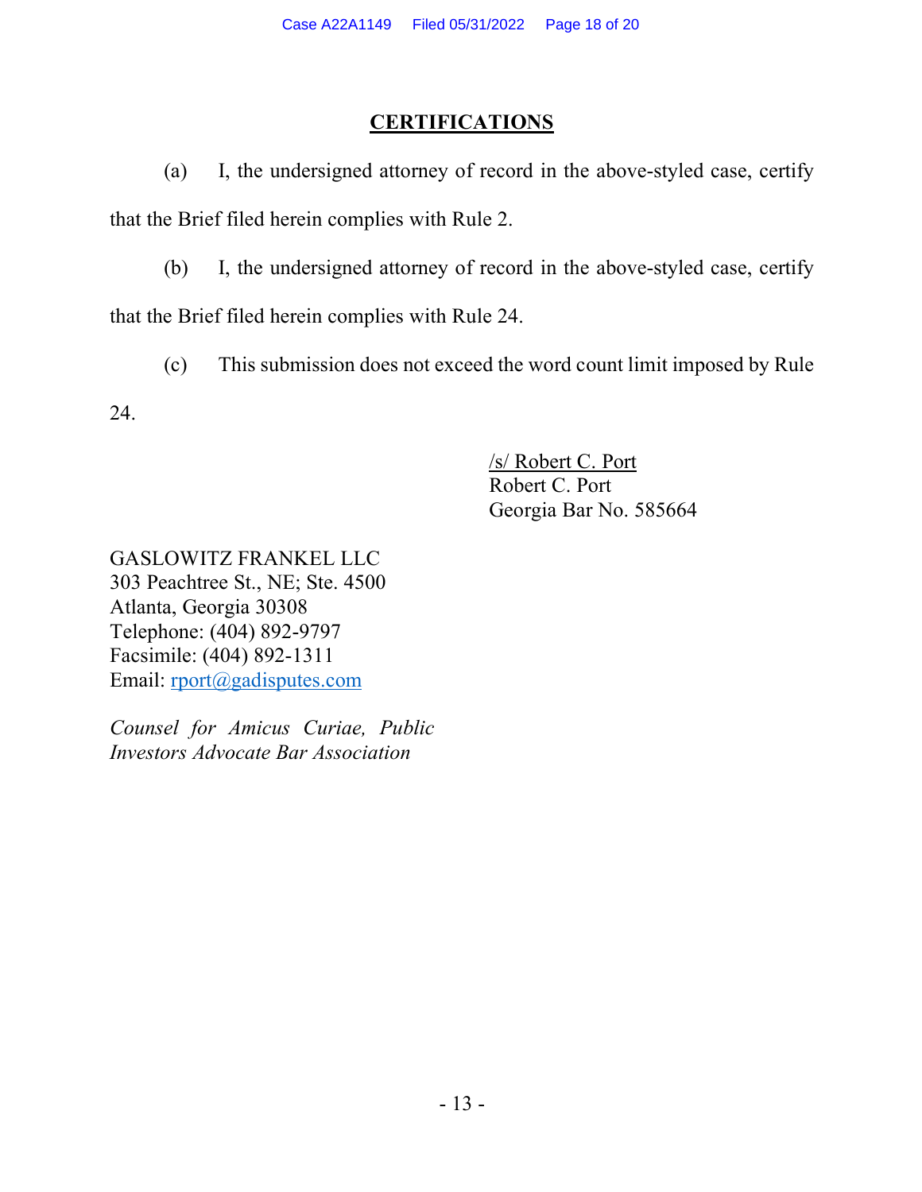## CERTIFICATIONS

(a) I, the undersigned attorney of record in the above-styled case, certify that the Brief filed herein complies with Rule 2.

(b) I, the undersigned attorney of record in the above-styled case, certify that the Brief filed herein complies with Rule 24.

(c) This submission does not exceed the word count limit imposed by Rule 24.

/s/ Robert C. Port
Robert C. Port
Georgia Bar No. 585664

GASLOWITZ FRANKEL LLC
303 Peachtree St., NE; Ste. 4500
Atlanta, Georgia 30308
Telephone: (404) 892-9797
Facsimile: (404) 892-1311
Email: rport@gadisputes.com

*Counsel for Amicus Curiae, Public Investors Advocate Bar Association*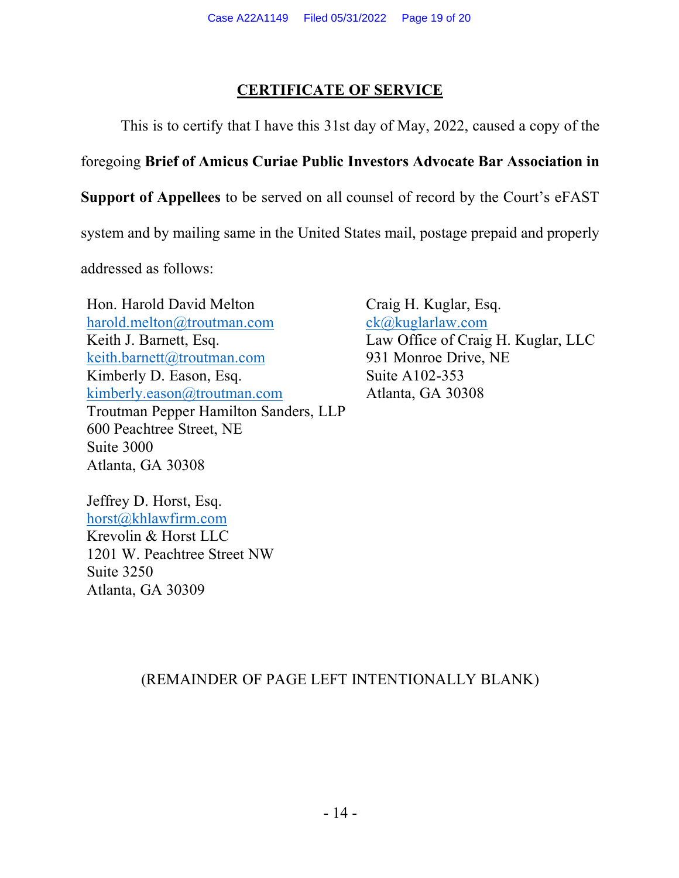## CERTIFICATE OF SERVICE

This is to certify that I have this 31st day of May, 2022, caused a copy of the foregoing **Brief of Amicus Curiae Public Investors Advocate Bar Association in Support of Appellees** to be served on all counsel of record by the Court's eFAST system and by mailing same in the United States mail, postage prepaid and properly addressed as follows:

Hon. Harold David Melton
harold.melton@troutman.com
Keith J. Barnett, Esq.
keith.barnett@troutman.com
Kimberly D. Eason, Esq.
kimberly.eason@troutman.com
Troutman Pepper Hamilton Sanders, LLP
600 Peachtree Street, NE
Suite 3000
Atlanta, GA 30308

Craig H. Kuglar, Esq.
ck@kuglarlaw.com
Law Office of Craig H. Kuglar, LLC
931 Monroe Drive, NE
Suite A102-353
Atlanta, GA 30308

Jeffrey D. Horst, Esq.
horst@khlawfirm.com
Krevolin & Horst LLC
1201 W. Peachtree Street NW
Suite 3250
Atlanta, GA 30309

(REMAINDER OF PAGE LEFT INTENTIONALLY BLANK)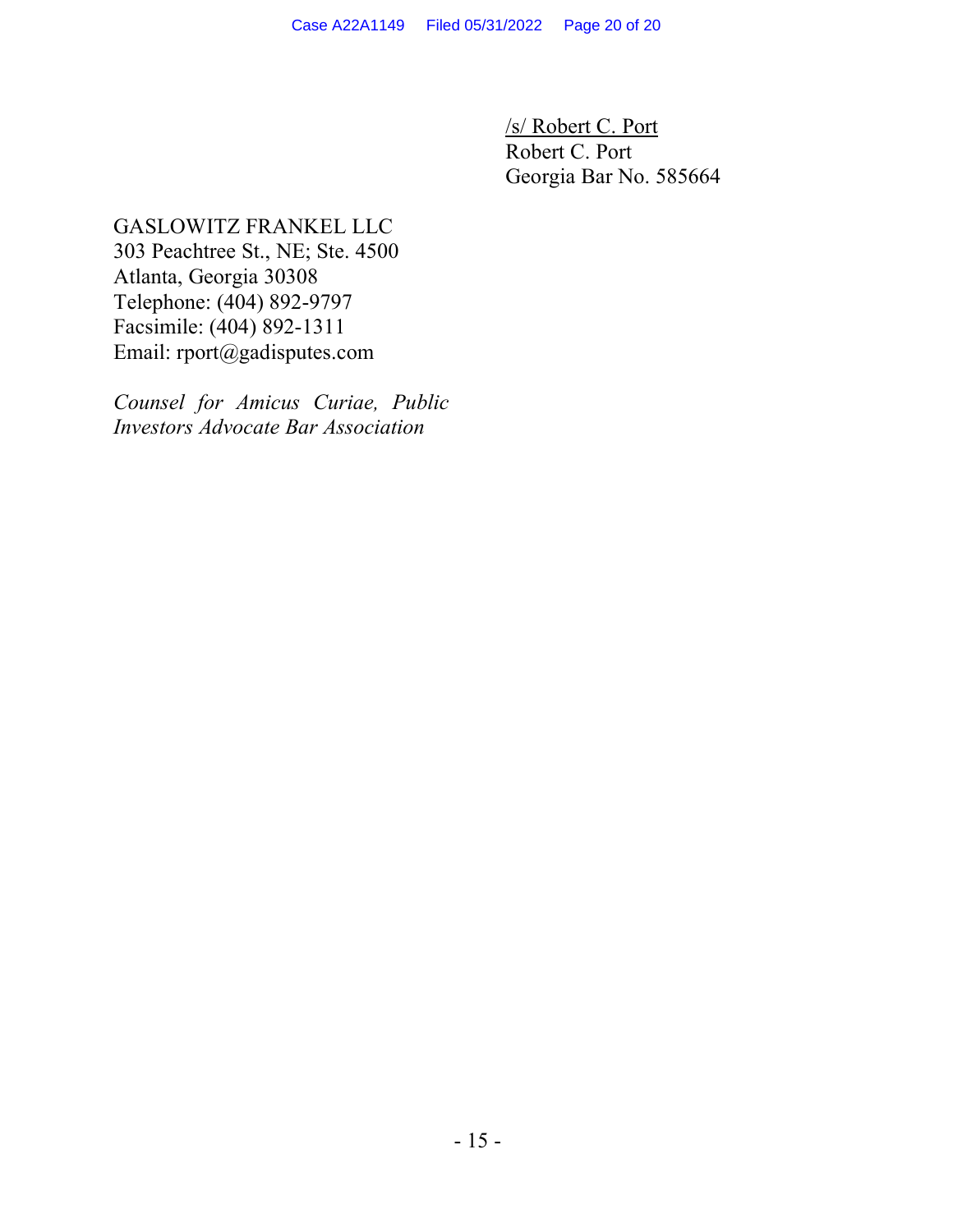/s/ Robert C. Port
Robert C. Port
Georgia Bar No. 585664

GASLOWITZ FRANKEL LLC
303 Peachtree St., NE; Ste. 4500
Atlanta, Georgia 30308
Telephone: (404) 892-9797
Facsimile: (404) 892-1311
Email: rport@gadisputes.com

*Counsel for Amicus Curiae, Public Investors Advocate Bar Association*